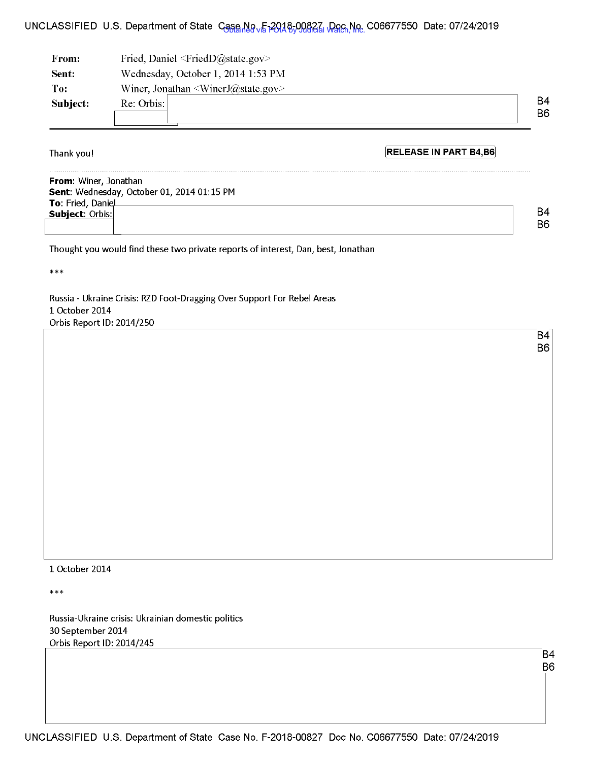| | |
|---|---|
| **From:** | Fried, Daniel <FriedD@state.gov> |
| **Sent:** | Wednesday, October 1, 2014 1:53 PM |
| **To:** | Winer, Jonathan <WinerJ@state.gov> |
| **Subject:** | Re: Orbis: |

B4
B6

RELEASE IN PART B4,B6

Thank you!

**From**: Winer, Jonathan
**Sent**: Wednesday, October 01, 2014 01:15 PM
**To**: Fried, Daniel
**Subject**: Orbis:

B4
B6

Thought you would find these two private reports of interest, Dan, best, Jonathan

***

Russia - Ukraine Crisis: RZD Foot-Dragging Over Support For Rebel Areas
1 October 2014
Orbis Report ID: 2014/250

B4
B6

1 October 2014

***

Russia-Ukraine crisis: Ukrainian domestic politics
30 September 2014
Orbis Report ID: 2014/245

B4
B6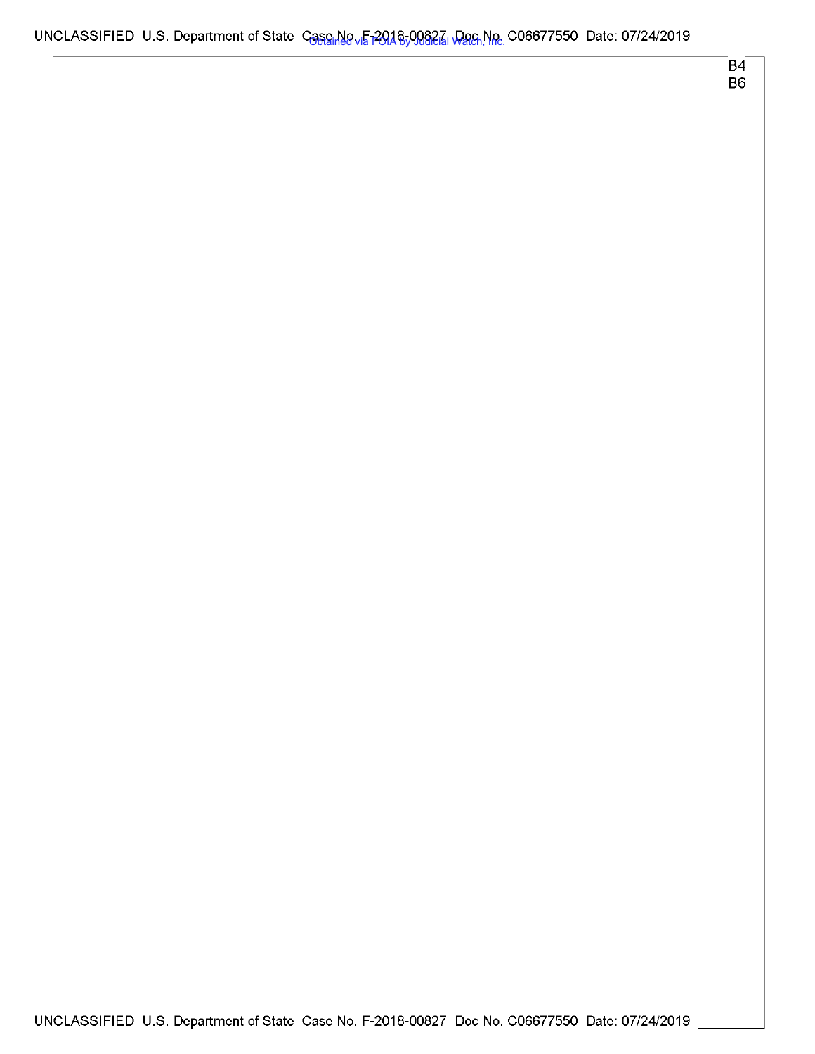B4
B6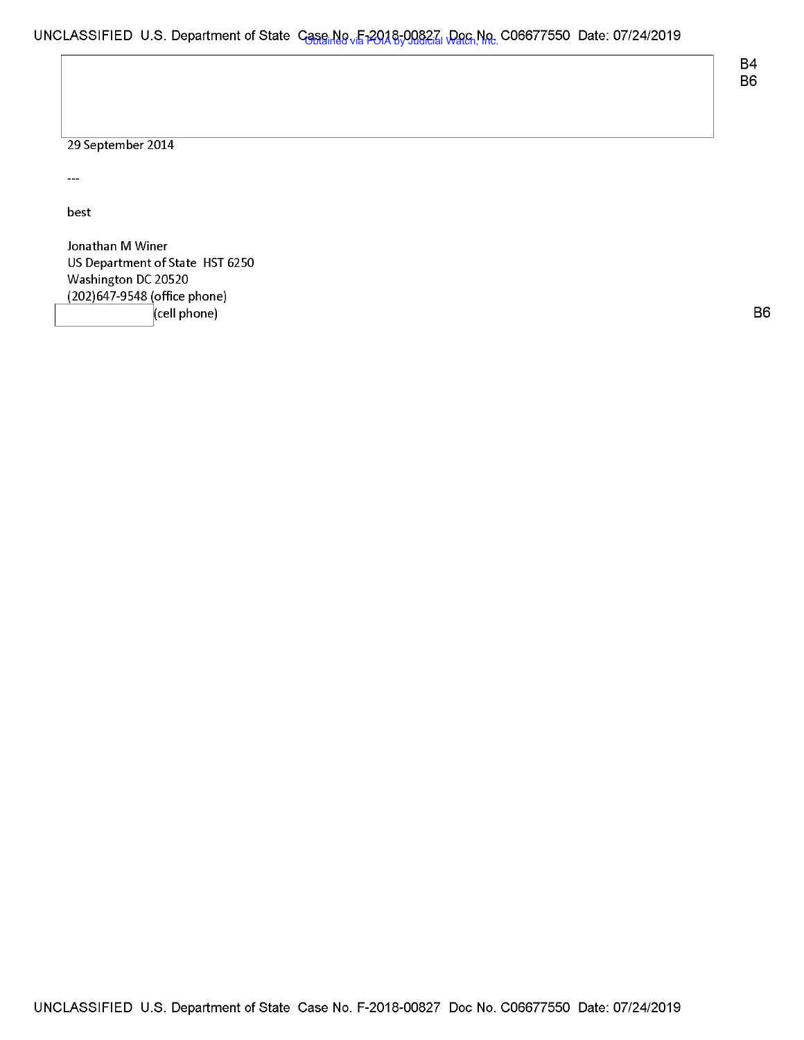B4
B6

29 September 2014

---

best

Jonathan M Winer
US Department of State HST 6250
Washington DC 20520
(202)647-9548 (office phone)
(cell phone) B6